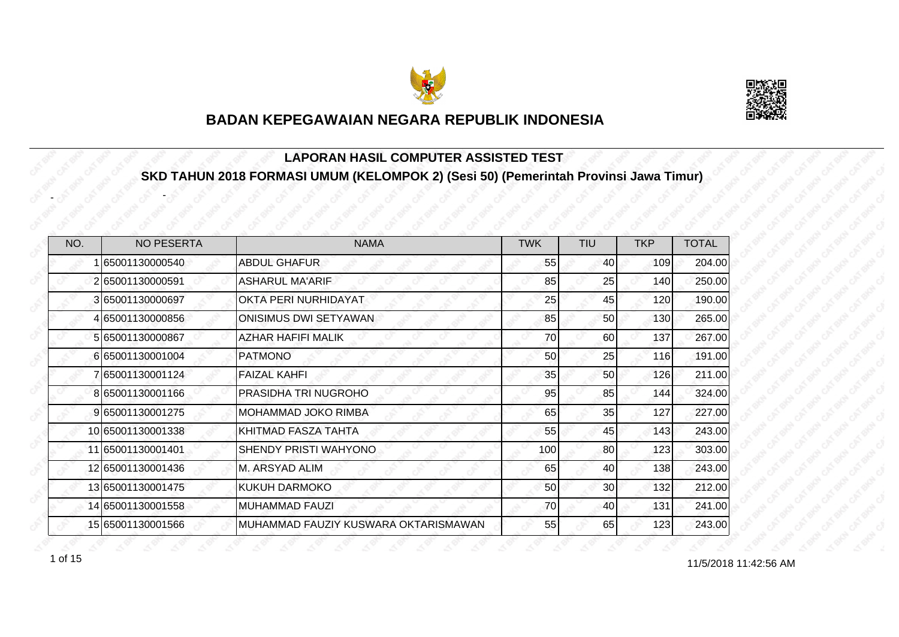# BADAN KEPEGAWAIAN NEGARA REPUBLIK INDONESIA

## LAPORAN HASIL COMPUTER ASSISTED TEST

## SKD TAHUN 2018 FORMASI UMUM (KELOMPOK 2) (Sesi 50) (Pemerintah Provinsi Jawa Timur)

| NO. | NO PESERTA | NAMA | TWK | TIU | TKP | TOTAL |
|---|---|---|---|---|---|---|
| 1 | 65001130000540 | ABDUL GHAFUR | 55 | 40 | 109 | 204.00 |
| 2 | 65001130000591 | ASHARUL MA'ARIF | 85 | 25 | 140 | 250.00 |
| 3 | 65001130000697 | OKTA PERI NURHIDAYAT | 25 | 45 | 120 | 190.00 |
| 4 | 65001130000856 | ONISIMUS DWI SETYAWAN | 85 | 50 | 130 | 265.00 |
| 5 | 65001130000867 | AZHAR HAFIFI MALIK | 70 | 60 | 137 | 267.00 |
| 6 | 65001130001004 | PATMONO | 50 | 25 | 116 | 191.00 |
| 7 | 65001130001124 | FAIZAL KAHFI | 35 | 50 | 126 | 211.00 |
| 8 | 65001130001166 | PRASIDHA TRI NUGROHO | 95 | 85 | 144 | 324.00 |
| 9 | 65001130001275 | MOHAMMAD JOKO RIMBA | 65 | 35 | 127 | 227.00 |
| 10 | 65001130001338 | KHITMAD FASZA TAHTA | 55 | 45 | 143 | 243.00 |
| 11 | 65001130001401 | SHENDY PRISTI WAHYONO | 100 | 80 | 123 | 303.00 |
| 12 | 65001130001436 | M. ARSYAD ALIM | 65 | 40 | 138 | 243.00 |
| 13 | 65001130001475 | KUKUH DARMOKO | 50 | 30 | 132 | 212.00 |
| 14 | 65001130001558 | MUHAMMAD FAUZI | 70 | 40 | 131 | 241.00 |
| 15 | 65001130001566 | MUHAMMAD FAUZIY KUSWARA OKTARISMAWAN | 55 | 65 | 123 | 243.00 |

11/5/2018 11:42:56 AM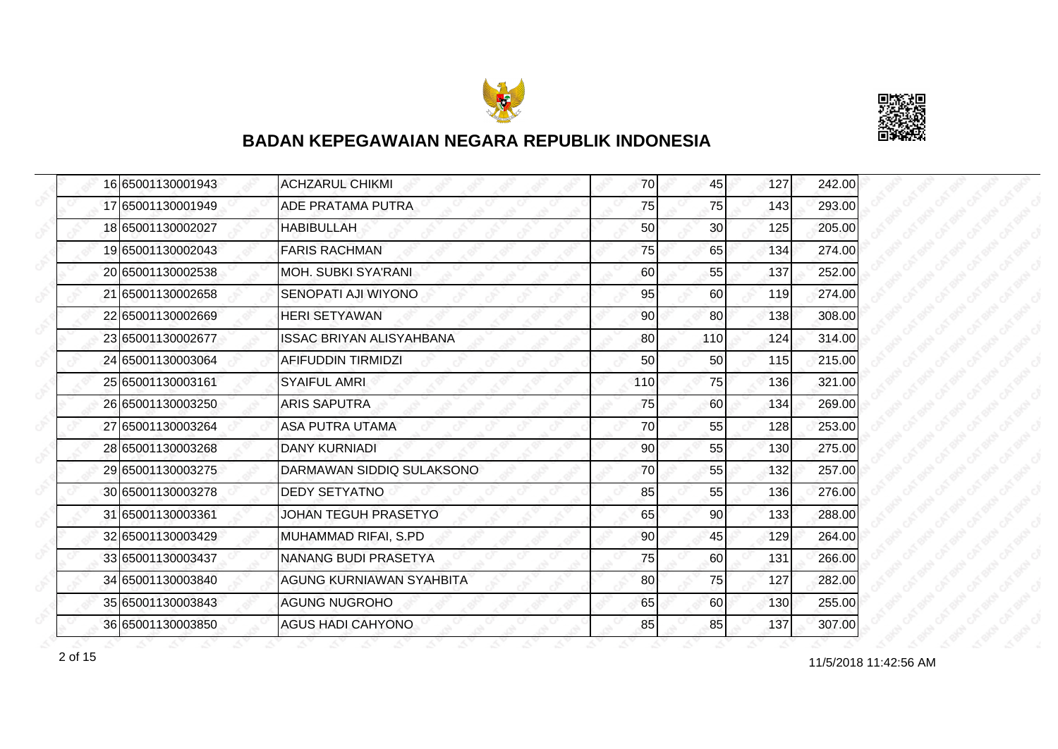## BADAN KEPEGAWAIAN NEGARA REPUBLIK INDONESIA

| | | | | | | |
|---|---|---|---|---|---|---|
| 16 | 65001130001943 | ACHZARUL CHIKMI | 70 | 45 | 127 | 242.00 |
| 17 | 65001130001949 | ADE PRATAMA PUTRA | 75 | 75 | 143 | 293.00 |
| 18 | 65001130002027 | HABIBULLAH | 50 | 30 | 125 | 205.00 |
| 19 | 65001130002043 | FARIS RACHMAN | 75 | 65 | 134 | 274.00 |
| 20 | 65001130002538 | MOH. SUBKI SYA'RANI | 60 | 55 | 137 | 252.00 |
| 21 | 65001130002658 | SENOPATI AJI WIYONO | 95 | 60 | 119 | 274.00 |
| 22 | 65001130002669 | HERI SETYAWAN | 90 | 80 | 138 | 308.00 |
| 23 | 65001130002677 | ISSAC BRIYAN ALISYAHBANA | 80 | 110 | 124 | 314.00 |
| 24 | 65001130003064 | AFIFUDDIN TIRMIDZI | 50 | 50 | 115 | 215.00 |
| 25 | 65001130003161 | SYAIFUL AMRI | 110 | 75 | 136 | 321.00 |
| 26 | 65001130003250 | ARIS SAPUTRA | 75 | 60 | 134 | 269.00 |
| 27 | 65001130003264 | ASA PUTRA UTAMA | 70 | 55 | 128 | 253.00 |
| 28 | 65001130003268 | DANY KURNIADI | 90 | 55 | 130 | 275.00 |
| 29 | 65001130003275 | DARMAWAN SIDDIQ SULAKSONO | 70 | 55 | 132 | 257.00 |
| 30 | 65001130003278 | DEDY SETYATNO | 85 | 55 | 136 | 276.00 |
| 31 | 65001130003361 | JOHAN TEGUH PRASETYO | 65 | 90 | 133 | 288.00 |
| 32 | 65001130003429 | MUHAMMAD RIFAI, S.PD | 90 | 45 | 129 | 264.00 |
| 33 | 65001130003437 | NANANG BUDI PRASETYA | 75 | 60 | 131 | 266.00 |
| 34 | 65001130003840 | AGUNG KURNIAWAN SYAHBITA | 80 | 75 | 127 | 282.00 |
| 35 | 65001130003843 | AGUNG NUGROHO | 65 | 60 | 130 | 255.00 |
| 36 | 65001130003850 | AGUS HADI CAHYONO | 85 | 85 | 137 | 307.00 |

11/5/2018 11:42:56 AM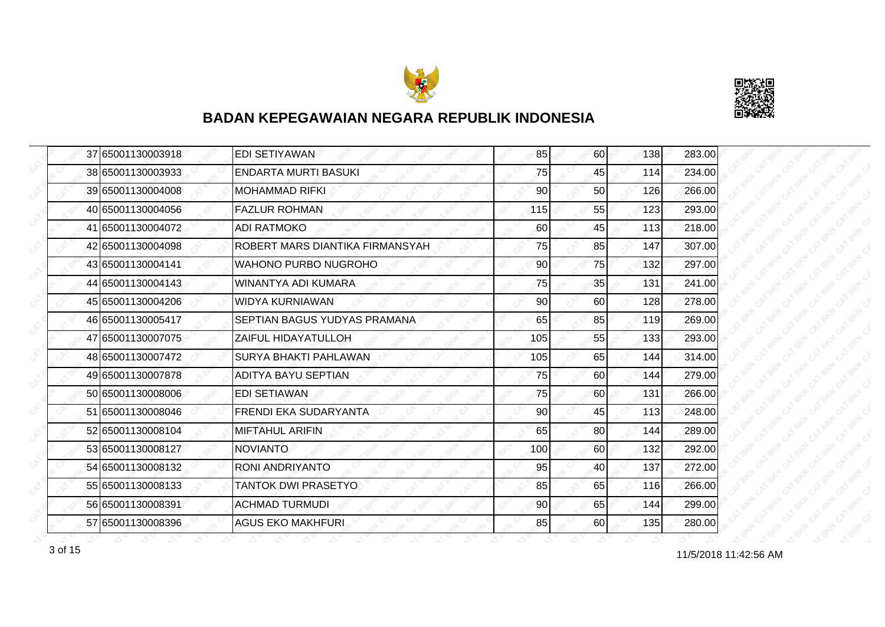## BADAN KEPEGAWAIAN NEGARA REPUBLIK INDONESIA

| | | | | | | |
|---|---|---|---|---|---|---|
| 37 | 65001130003918 | EDI SETIYAWAN | 85 | 60 | 138 | 283.00 |
| 38 | 65001130003933 | ENDARTA MURTI BASUKI | 75 | 45 | 114 | 234.00 |
| 39 | 65001130004008 | MOHAMMAD RIFKI | 90 | 50 | 126 | 266.00 |
| 40 | 65001130004056 | FAZLUR ROHMAN | 115 | 55 | 123 | 293.00 |
| 41 | 65001130004072 | ADI RATMOKO | 60 | 45 | 113 | 218.00 |
| 42 | 65001130004098 | ROBERT MARS DIANTIKA FIRMANSYAH | 75 | 85 | 147 | 307.00 |
| 43 | 65001130004141 | WAHONO PURBO NUGROHO | 90 | 75 | 132 | 297.00 |
| 44 | 65001130004143 | WINANTYA ADI KUMARA | 75 | 35 | 131 | 241.00 |
| 45 | 65001130004206 | WIDYA KURNIAWAN | 90 | 60 | 128 | 278.00 |
| 46 | 65001130005417 | SEPTIAN BAGUS YUDYAS PRAMANA | 65 | 85 | 119 | 269.00 |
| 47 | 65001130007075 | ZAIFUL HIDAYATULLOH | 105 | 55 | 133 | 293.00 |
| 48 | 65001130007472 | SURYA BHAKTI PAHLAWAN | 105 | 65 | 144 | 314.00 |
| 49 | 65001130007878 | ADITYA BAYU SEPTIAN | 75 | 60 | 144 | 279.00 |
| 50 | 65001130008006 | EDI SETIAWAN | 75 | 60 | 131 | 266.00 |
| 51 | 65001130008046 | FRENDI EKA SUDARYANTA | 90 | 45 | 113 | 248.00 |
| 52 | 65001130008104 | MIFTAHUL ARIFIN | 65 | 80 | 144 | 289.00 |
| 53 | 65001130008127 | NOVIANTO | 100 | 60 | 132 | 292.00 |
| 54 | 65001130008132 | RONI ANDRIYANTO | 95 | 40 | 137 | 272.00 |
| 55 | 65001130008133 | TANTOK DWI PRASETYO | 85 | 65 | 116 | 266.00 |
| 56 | 65001130008391 | ACHMAD TURMUDI | 90 | 65 | 144 | 299.00 |
| 57 | 65001130008396 | AGUS EKO MAKHFURI | 85 | 60 | 135 | 280.00 |

11/5/2018 11:42:56 AM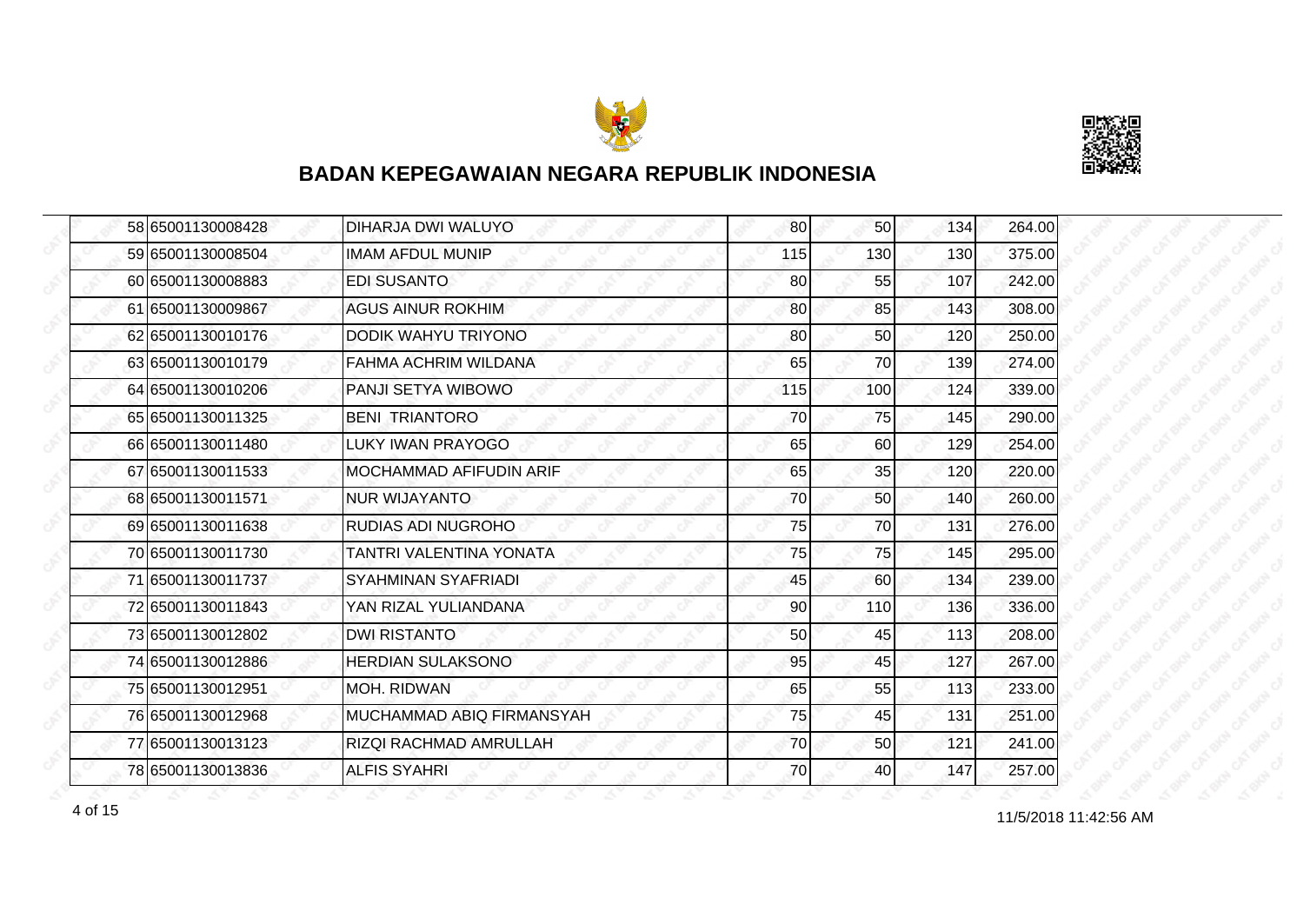## BADAN KEPEGAWAIAN NEGARA REPUBLIK INDONESIA

| | | | | | | |
|---|---|---|---|---|---|---|
| 58 | 65001130008428 | DIHARJA DWI WALUYO | 80 | 50 | 134 | 264.00 |
| 59 | 65001130008504 | IMAM AFDUL MUNIP | 115 | 130 | 130 | 375.00 |
| 60 | 65001130008883 | EDI SUSANTO | 80 | 55 | 107 | 242.00 |
| 61 | 65001130009867 | AGUS AINUR ROKHIM | 80 | 85 | 143 | 308.00 |
| 62 | 65001130010176 | DODIK WAHYU TRIYONO | 80 | 50 | 120 | 250.00 |
| 63 | 65001130010179 | FAHMA ACHRIM WILDANA | 65 | 70 | 139 | 274.00 |
| 64 | 65001130010206 | PANJI SETYA WIBOWO | 115 | 100 | 124 | 339.00 |
| 65 | 65001130011325 | BENI TRIANTORO | 70 | 75 | 145 | 290.00 |
| 66 | 65001130011480 | LUKY IWAN PRAYOGO | 65 | 60 | 129 | 254.00 |
| 67 | 65001130011533 | MOCHAMMAD AFIFUDIN ARIF | 65 | 35 | 120 | 220.00 |
| 68 | 65001130011571 | NUR WIJAYANTO | 70 | 50 | 140 | 260.00 |
| 69 | 65001130011638 | RUDIAS ADI NUGROHO | 75 | 70 | 131 | 276.00 |
| 70 | 65001130011730 | TANTRI VALENTINA YONATA | 75 | 75 | 145 | 295.00 |
| 71 | 65001130011737 | SYAHMINAN SYAFRIADI | 45 | 60 | 134 | 239.00 |
| 72 | 65001130011843 | YAN RIZAL YULIANDANA | 90 | 110 | 136 | 336.00 |
| 73 | 65001130012802 | DWI RISTANTO | 50 | 45 | 113 | 208.00 |
| 74 | 65001130012886 | HERDIAN SULAKSONO | 95 | 45 | 127 | 267.00 |
| 75 | 65001130012951 | MOH. RIDWAN | 65 | 55 | 113 | 233.00 |
| 76 | 65001130012968 | MUCHAMMAD ABIQ FIRMANSYAH | 75 | 45 | 131 | 251.00 |
| 77 | 65001130013123 | RIZQI RACHMAD AMRULLAH | 70 | 50 | 121 | 241.00 |
| 78 | 65001130013836 | ALFIS SYAHRI | 70 | 40 | 147 | 257.00 |

11/5/2018 11:42:56 AM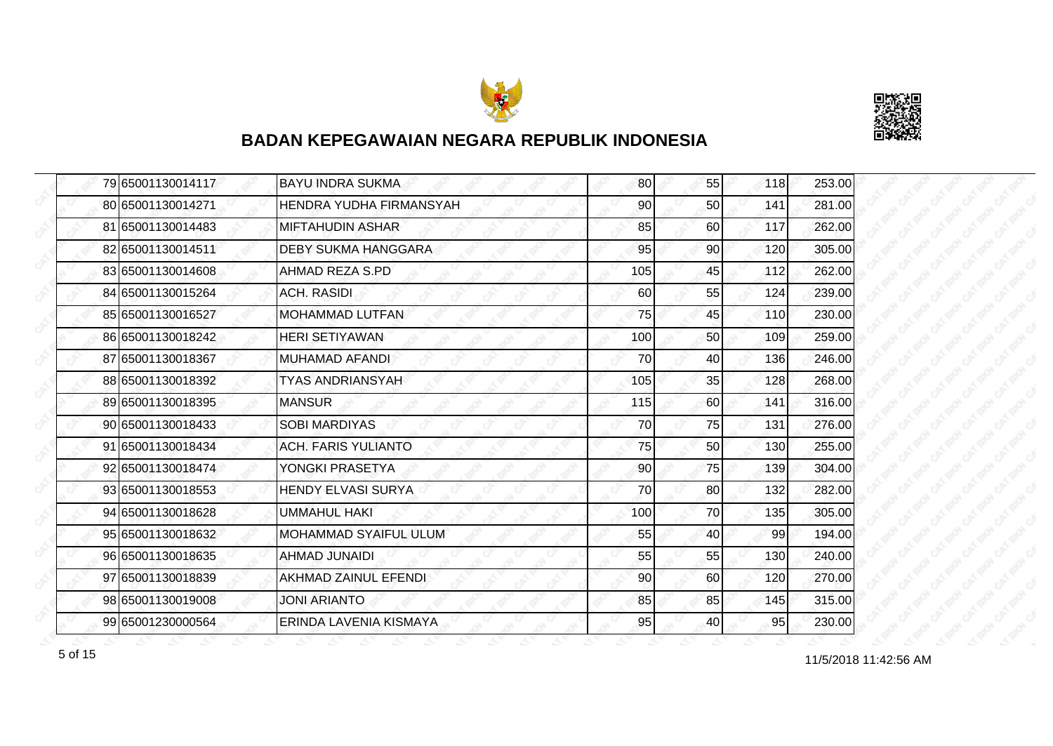## BADAN KEPEGAWAIAN NEGARA REPUBLIK INDONESIA

| | | | | | | |
|---|---|---|---|---|---|---|
| 79 | 65001130014117 | BAYU INDRA SUKMA | 80 | 55 | 118 | 253.00 |
| 80 | 65001130014271 | HENDRA YUDHA FIRMANSYAH | 90 | 50 | 141 | 281.00 |
| 81 | 65001130014483 | MIFTAHUDIN ASHAR | 85 | 60 | 117 | 262.00 |
| 82 | 65001130014511 | DEBY SUKMA HANGGARA | 95 | 90 | 120 | 305.00 |
| 83 | 65001130014608 | AHMAD REZA S.PD | 105 | 45 | 112 | 262.00 |
| 84 | 65001130015264 | ACH. RASIDI | 60 | 55 | 124 | 239.00 |
| 85 | 65001130016527 | MOHAMMAD LUTFAN | 75 | 45 | 110 | 230.00 |
| 86 | 65001130018242 | HERI SETIYAWAN | 100 | 50 | 109 | 259.00 |
| 87 | 65001130018367 | MUHAMAD AFANDI | 70 | 40 | 136 | 246.00 |
| 88 | 65001130018392 | TYAS ANDRIANSYAH | 105 | 35 | 128 | 268.00 |
| 89 | 65001130018395 | MANSUR | 115 | 60 | 141 | 316.00 |
| 90 | 65001130018433 | SOBI MARDIYAS | 70 | 75 | 131 | 276.00 |
| 91 | 65001130018434 | ACH. FARIS YULIANTO | 75 | 50 | 130 | 255.00 |
| 92 | 65001130018474 | YONGKI PRASETYA | 90 | 75 | 139 | 304.00 |
| 93 | 65001130018553 | HENDY ELVASI SURYA | 70 | 80 | 132 | 282.00 |
| 94 | 65001130018628 | UMMAHUL HAKI | 100 | 70 | 135 | 305.00 |
| 95 | 65001130018632 | MOHAMMAD SYAIFUL ULUM | 55 | 40 | 99 | 194.00 |
| 96 | 65001130018635 | AHMAD JUNAIDI | 55 | 55 | 130 | 240.00 |
| 97 | 65001130018839 | AKHMAD ZAINUL EFENDI | 90 | 60 | 120 | 270.00 |
| 98 | 65001130019008 | JONI ARIANTO | 85 | 85 | 145 | 315.00 |
| 99 | 65001230000564 | ERINDA LAVENIA KISMAYA | 95 | 40 | 95 | 230.00 |

11/5/2018 11:42:56 AM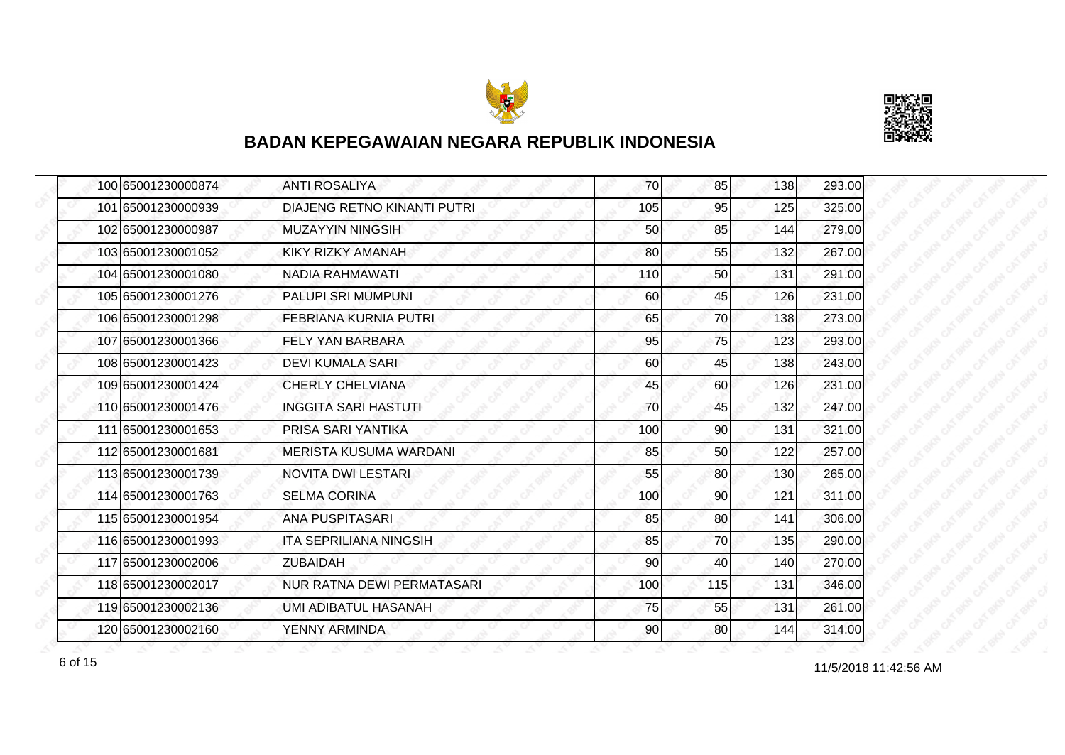# BADAN KEPEGAWAIAN NEGARA REPUBLIK INDONESIA

| | | | | | | |
|---|---|---|---|---|---|---|
| 100 | 65001230000874 | ANTI ROSALIYA | 70 | 85 | 138 | 293.00 |
| 101 | 65001230000939 | DIAJENG RETNO KINANTI PUTRI | 105 | 95 | 125 | 325.00 |
| 102 | 65001230000987 | MUZAYYIN NINGSIH | 50 | 85 | 144 | 279.00 |
| 103 | 65001230001052 | KIKY RIZKY AMANAH | 80 | 55 | 132 | 267.00 |
| 104 | 65001230001080 | NADIA RAHMAWATI | 110 | 50 | 131 | 291.00 |
| 105 | 65001230001276 | PALUPI SRI MUMPUNI | 60 | 45 | 126 | 231.00 |
| 106 | 65001230001298 | FEBRIANA KURNIA PUTRI | 65 | 70 | 138 | 273.00 |
| 107 | 65001230001366 | FELY YAN BARBARA | 95 | 75 | 123 | 293.00 |
| 108 | 65001230001423 | DEVI KUMALA SARI | 60 | 45 | 138 | 243.00 |
| 109 | 65001230001424 | CHERLY CHELVIANA | 45 | 60 | 126 | 231.00 |
| 110 | 65001230001476 | INGGITA SARI HASTUTI | 70 | 45 | 132 | 247.00 |
| 111 | 65001230001653 | PRISA SARI YANTIKA | 100 | 90 | 131 | 321.00 |
| 112 | 65001230001681 | MERISTA KUSUMA WARDANI | 85 | 50 | 122 | 257.00 |
| 113 | 65001230001739 | NOVITA DWI LESTARI | 55 | 80 | 130 | 265.00 |
| 114 | 65001230001763 | SELMA CORINA | 100 | 90 | 121 | 311.00 |
| 115 | 65001230001954 | ANA PUSPITASARI | 85 | 80 | 141 | 306.00 |
| 116 | 65001230001993 | ITA SEPRILIANA NINGSIH | 85 | 70 | 135 | 290.00 |
| 117 | 65001230002006 | ZUBAIDAH | 90 | 40 | 140 | 270.00 |
| 118 | 65001230002017 | NUR RATNA DEWI PERMATASARI | 100 | 115 | 131 | 346.00 |
| 119 | 65001230002136 | UMI ADIBATUL HASANAH | 75 | 55 | 131 | 261.00 |
| 120 | 65001230002160 | YENNY ARMINDA | 90 | 80 | 144 | 314.00 |

11/5/2018 11:42:56 AM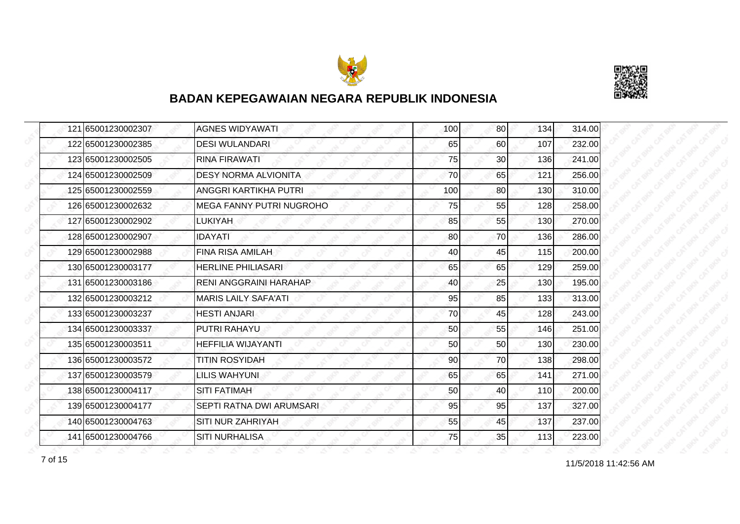# BADAN KEPEGAWAIAN NEGARA REPUBLIK INDONESIA

| | | | | | | |
|---|---|---|---|---|---|---|
| 121 | 65001230002307 | AGNES WIDYAWATI | 100 | 80 | 134 | 314.00 |
| 122 | 65001230002385 | DESI WULANDARI | 65 | 60 | 107 | 232.00 |
| 123 | 65001230002505 | RINA FIRAWATI | 75 | 30 | 136 | 241.00 |
| 124 | 65001230002509 | DESY NORMA ALVIONITA | 70 | 65 | 121 | 256.00 |
| 125 | 65001230002559 | ANGGRI KARTIKHA PUTRI | 100 | 80 | 130 | 310.00 |
| 126 | 65001230002632 | MEGA FANNY PUTRI NUGROHO | 75 | 55 | 128 | 258.00 |
| 127 | 65001230002902 | LUKIYAH | 85 | 55 | 130 | 270.00 |
| 128 | 65001230002907 | IDAYATI | 80 | 70 | 136 | 286.00 |
| 129 | 65001230002988 | FINA RISA AMILAH | 40 | 45 | 115 | 200.00 |
| 130 | 65001230003177 | HERLINE PHILIASARI | 65 | 65 | 129 | 259.00 |
| 131 | 65001230003186 | RENI ANGGRAINI HARAHAP | 40 | 25 | 130 | 195.00 |
| 132 | 65001230003212 | MARIS LAILY SAFA'ATI | 95 | 85 | 133 | 313.00 |
| 133 | 65001230003237 | HESTI ANJARI | 70 | 45 | 128 | 243.00 |
| 134 | 65001230003337 | PUTRI RAHAYU | 50 | 55 | 146 | 251.00 |
| 135 | 65001230003511 | HEFFILIA WIJAYANTI | 50 | 50 | 130 | 230.00 |
| 136 | 65001230003572 | TITIN ROSYIDAH | 90 | 70 | 138 | 298.00 |
| 137 | 65001230003579 | LILIS WAHYUNI | 65 | 65 | 141 | 271.00 |
| 138 | 65001230004117 | SITI FATIMAH | 50 | 40 | 110 | 200.00 |
| 139 | 65001230004177 | SEPTI RATNA DWI ARUMSARI | 95 | 95 | 137 | 327.00 |
| 140 | 65001230004763 | SITI NUR ZAHRIYAH | 55 | 45 | 137 | 237.00 |
| 141 | 65001230004766 | SITI NURHALISA | 75 | 35 | 113 | 223.00 |

11/5/2018 11:42:56 AM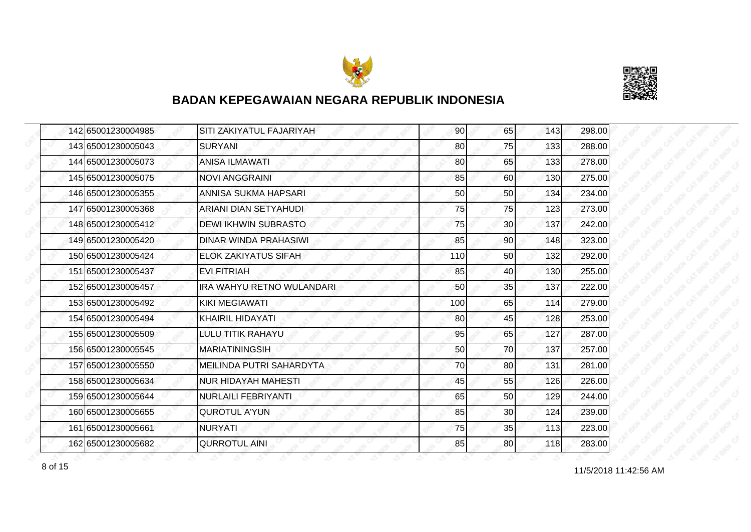## BADAN KEPEGAWAIAN NEGARA REPUBLIK INDONESIA

| | | | | | | |
|---|---|---|---|---|---|---|
| 142 | 65001230004985 | SITI ZAKIYATUL FAJARIYAH | 90 | 65 | 143 | 298.00 |
| 143 | 65001230005043 | SURYANI | 80 | 75 | 133 | 288.00 |
| 144 | 65001230005073 | ANISA ILMAWATI | 80 | 65 | 133 | 278.00 |
| 145 | 65001230005075 | NOVI ANGGRAINI | 85 | 60 | 130 | 275.00 |
| 146 | 65001230005355 | ANNISA SUKMA HAPSARI | 50 | 50 | 134 | 234.00 |
| 147 | 65001230005368 | ARIANI DIAN SETYAHUDI | 75 | 75 | 123 | 273.00 |
| 148 | 65001230005412 | DEWI IKHWIN SUBRASTO | 75 | 30 | 137 | 242.00 |
| 149 | 65001230005420 | DINAR WINDA PRAHASIWI | 85 | 90 | 148 | 323.00 |
| 150 | 65001230005424 | ELOK ZAKIYATUS SIFAH | 110 | 50 | 132 | 292.00 |
| 151 | 65001230005437 | EVI FITRIAH | 85 | 40 | 130 | 255.00 |
| 152 | 65001230005457 | IRA WAHYU RETNO WULANDARI | 50 | 35 | 137 | 222.00 |
| 153 | 65001230005492 | KIKI MEGIAWATI | 100 | 65 | 114 | 279.00 |
| 154 | 65001230005494 | KHAIRIL HIDAYATI | 80 | 45 | 128 | 253.00 |
| 155 | 65001230005509 | LULU TITIK RAHAYU | 95 | 65 | 127 | 287.00 |
| 156 | 65001230005545 | MARIATININGSIH | 50 | 70 | 137 | 257.00 |
| 157 | 65001230005550 | MEILINDA PUTRI SAHARDYTA | 70 | 80 | 131 | 281.00 |
| 158 | 65001230005634 | NUR HIDAYAH MAHESTI | 45 | 55 | 126 | 226.00 |
| 159 | 65001230005644 | NURLAILI FEBRIYANTI | 65 | 50 | 129 | 244.00 |
| 160 | 65001230005655 | QUROTUL A'YUN | 85 | 30 | 124 | 239.00 |
| 161 | 65001230005661 | NURYATI | 75 | 35 | 113 | 223.00 |
| 162 | 65001230005682 | QURROTUL AINI | 85 | 80 | 118 | 283.00 |

11/5/2018 11:42:56 AM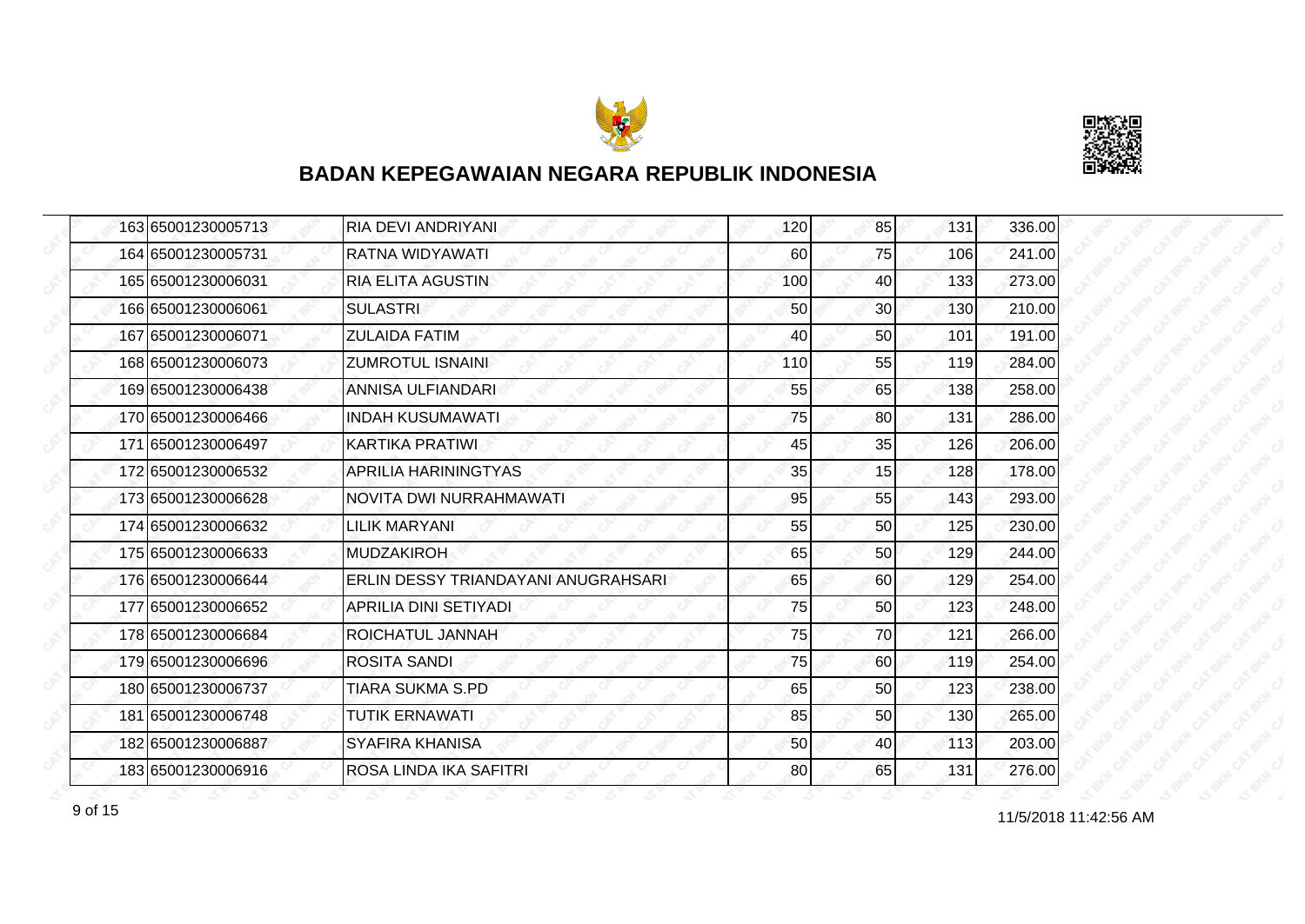# BADAN KEPEGAWAIAN NEGARA REPUBLIK INDONESIA

| | | | | | | |
|---|---|---|---|---|---|---|
| 163 | 65001230005713 | RIA DEVI ANDRIYANI | 120 | 85 | 131 | 336.00 |
| 164 | 65001230005731 | RATNA WIDYAWATI | 60 | 75 | 106 | 241.00 |
| 165 | 65001230006031 | RIA ELITA AGUSTIN | 100 | 40 | 133 | 273.00 |
| 166 | 65001230006061 | SULASTRI | 50 | 30 | 130 | 210.00 |
| 167 | 65001230006071 | ZULAIDA FATIM | 40 | 50 | 101 | 191.00 |
| 168 | 65001230006073 | ZUMROTUL ISNAINI | 110 | 55 | 119 | 284.00 |
| 169 | 65001230006438 | ANNISA ULFIANDARI | 55 | 65 | 138 | 258.00 |
| 170 | 65001230006466 | INDAH KUSUMAWATI | 75 | 80 | 131 | 286.00 |
| 171 | 65001230006497 | KARTIKA PRATIWI | 45 | 35 | 126 | 206.00 |
| 172 | 65001230006532 | APRILIA HARININGTYAS | 35 | 15 | 128 | 178.00 |
| 173 | 65001230006628 | NOVITA DWI NURRAHMAWATI | 95 | 55 | 143 | 293.00 |
| 174 | 65001230006632 | LILIK MARYANI | 55 | 50 | 125 | 230.00 |
| 175 | 65001230006633 | MUDZAKIROH | 65 | 50 | 129 | 244.00 |
| 176 | 65001230006644 | ERLIN DESSY TRIANDAYANI ANUGRAHSARI | 65 | 60 | 129 | 254.00 |
| 177 | 65001230006652 | APRILIA DINI SETIYADI | 75 | 50 | 123 | 248.00 |
| 178 | 65001230006684 | ROICHATUL JANNAH | 75 | 70 | 121 | 266.00 |
| 179 | 65001230006696 | ROSITA SANDI | 75 | 60 | 119 | 254.00 |
| 180 | 65001230006737 | TIARA SUKMA S.PD | 65 | 50 | 123 | 238.00 |
| 181 | 65001230006748 | TUTIK ERNAWATI | 85 | 50 | 130 | 265.00 |
| 182 | 65001230006887 | SYAFIRA KHANISA | 50 | 40 | 113 | 203.00 |
| 183 | 65001230006916 | ROSA LINDA IKA SAFITRI | 80 | 65 | 131 | 276.00 |

11/5/2018 11:42:56 AM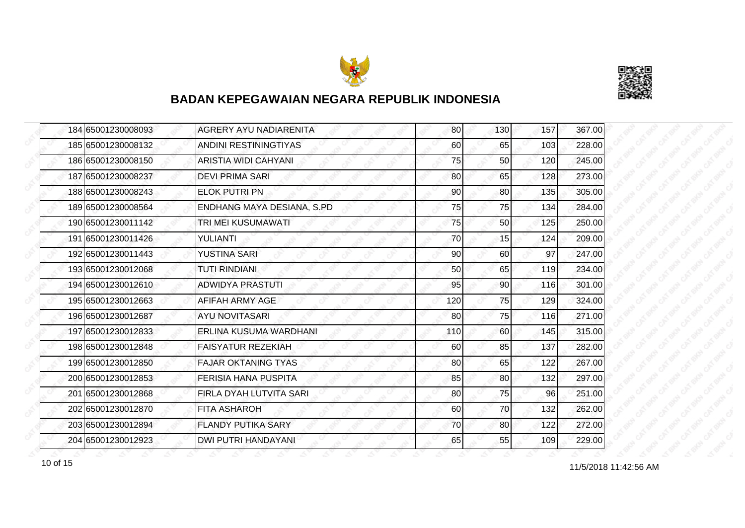## BADAN KEPEGAWAIAN NEGARA REPUBLIK INDONESIA

| | | | | | | |
|---|---|---|---|---|---|---|
| 184 | 65001230008093 | AGRERY AYU NADIARENITA | 80 | 130 | 157 | 367.00 |
| 185 | 65001230008132 | ANDINI RESTININGTIYAS | 60 | 65 | 103 | 228.00 |
| 186 | 65001230008150 | ARISTIA WIDI CAHYANI | 75 | 50 | 120 | 245.00 |
| 187 | 65001230008237 | DEVI PRIMA SARI | 80 | 65 | 128 | 273.00 |
| 188 | 65001230008243 | ELOK PUTRI PN | 90 | 80 | 135 | 305.00 |
| 189 | 65001230008564 | ENDHANG MAYA DESIANA, S.PD | 75 | 75 | 134 | 284.00 |
| 190 | 65001230011142 | TRI MEI KUSUMAWATI | 75 | 50 | 125 | 250.00 |
| 191 | 65001230011426 | YULIANTI | 70 | 15 | 124 | 209.00 |
| 192 | 65001230011443 | YUSTINA SARI | 90 | 60 | 97 | 247.00 |
| 193 | 65001230012068 | TUTI RINDIANI | 50 | 65 | 119 | 234.00 |
| 194 | 65001230012610 | ADWIDYA PRASTUTI | 95 | 90 | 116 | 301.00 |
| 195 | 65001230012663 | AFIFAH ARMY AGE | 120 | 75 | 129 | 324.00 |
| 196 | 65001230012687 | AYU NOVITASARI | 80 | 75 | 116 | 271.00 |
| 197 | 65001230012833 | ERLINA KUSUMA WARDHANI | 110 | 60 | 145 | 315.00 |
| 198 | 65001230012848 | FAISYATUR REZEKIAH | 60 | 85 | 137 | 282.00 |
| 199 | 65001230012850 | FAJAR OKTANING TYAS | 80 | 65 | 122 | 267.00 |
| 200 | 65001230012853 | FERISIA HANA PUSPITA | 85 | 80 | 132 | 297.00 |
| 201 | 65001230012868 | FIRLA DYAH LUTVITA SARI | 80 | 75 | 96 | 251.00 |
| 202 | 65001230012870 | FITA ASHAROH | 60 | 70 | 132 | 262.00 |
| 203 | 65001230012894 | FLANDY PUTIKA SARY | 70 | 80 | 122 | 272.00 |
| 204 | 65001230012923 | DWI PUTRI HANDAYANI | 65 | 55 | 109 | 229.00 |

11/5/2018 11:42:56 AM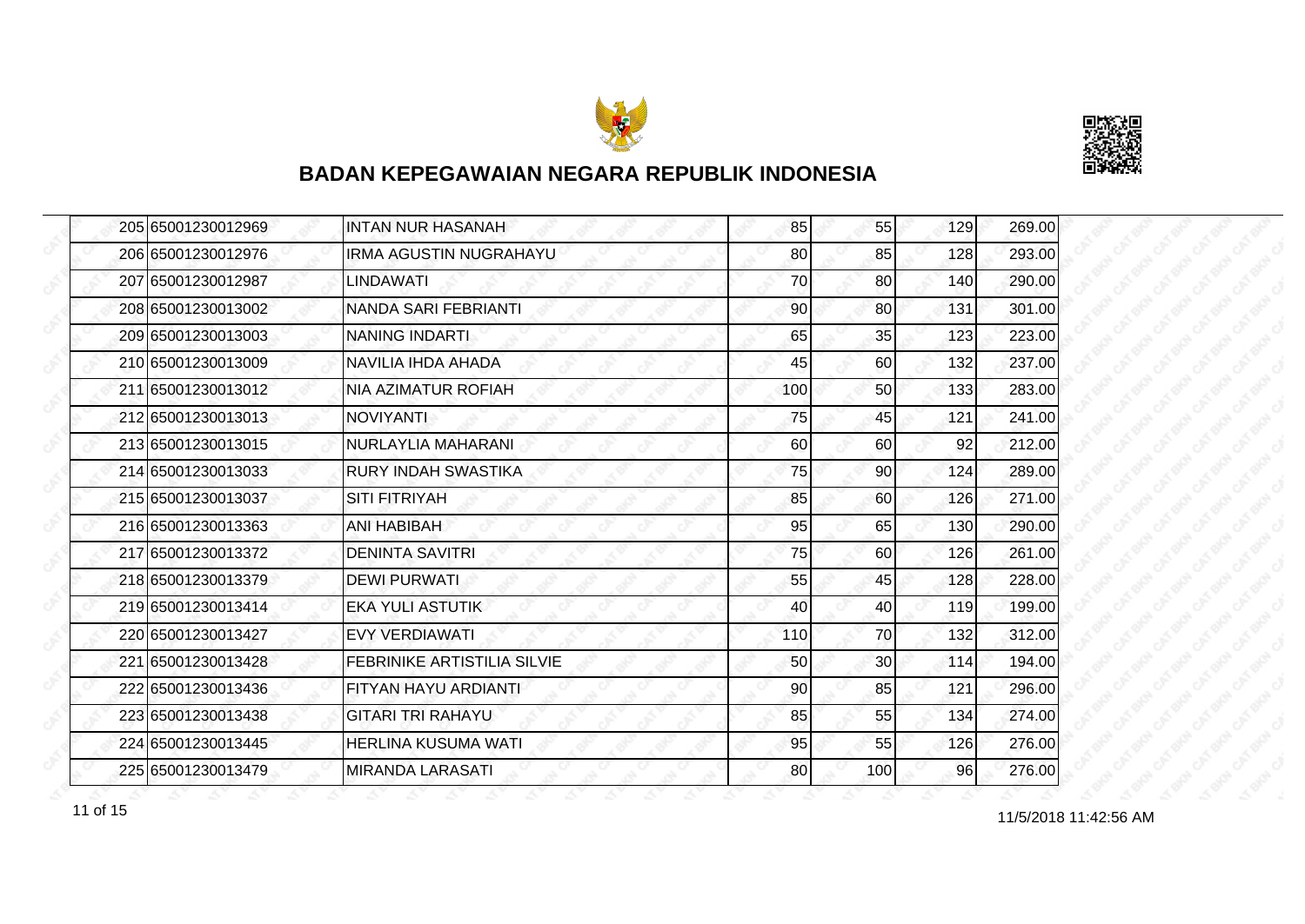## BADAN KEPEGAWAIAN NEGARA REPUBLIK INDONESIA

| | | | | | | |
|---|---|---|---|---|---|---|
| 205 | 65001230012969 | INTAN NUR HASANAH | 85 | 55 | 129 | 269.00 |
| 206 | 65001230012976 | IRMA AGUSTIN NUGRAHAYU | 80 | 85 | 128 | 293.00 |
| 207 | 65001230012987 | LINDAWATI | 70 | 80 | 140 | 290.00 |
| 208 | 65001230013002 | NANDA SARI FEBRIANTI | 90 | 80 | 131 | 301.00 |
| 209 | 65001230013003 | NANING INDARTI | 65 | 35 | 123 | 223.00 |
| 210 | 65001230013009 | NAVILIA IHDA AHADA | 45 | 60 | 132 | 237.00 |
| 211 | 65001230013012 | NIA AZIMATUR ROFIAH | 100 | 50 | 133 | 283.00 |
| 212 | 65001230013013 | NOVIYANTI | 75 | 45 | 121 | 241.00 |
| 213 | 65001230013015 | NURLAYLIA MAHARANI | 60 | 60 | 92 | 212.00 |
| 214 | 65001230013033 | RURY INDAH SWASTIKA | 75 | 90 | 124 | 289.00 |
| 215 | 65001230013037 | SITI FITRIYAH | 85 | 60 | 126 | 271.00 |
| 216 | 65001230013363 | ANI HABIBAH | 95 | 65 | 130 | 290.00 |
| 217 | 65001230013372 | DENINTA SAVITRI | 75 | 60 | 126 | 261.00 |
| 218 | 65001230013379 | DEWI PURWATI | 55 | 45 | 128 | 228.00 |
| 219 | 65001230013414 | EKA YULI ASTUTIK | 40 | 40 | 119 | 199.00 |
| 220 | 65001230013427 | EVY VERDIAWATI | 110 | 70 | 132 | 312.00 |
| 221 | 65001230013428 | FEBRINIKE ARTISTILIA SILVIE | 50 | 30 | 114 | 194.00 |
| 222 | 65001230013436 | FITYAN HAYU ARDIANTI | 90 | 85 | 121 | 296.00 |
| 223 | 65001230013438 | GITARI TRI RAHAYU | 85 | 55 | 134 | 274.00 |
| 224 | 65001230013445 | HERLINA KUSUMA WATI | 95 | 55 | 126 | 276.00 |
| 225 | 65001230013479 | MIRANDA LARASATI | 80 | 100 | 96 | 276.00 |

11/5/2018 11:42:56 AM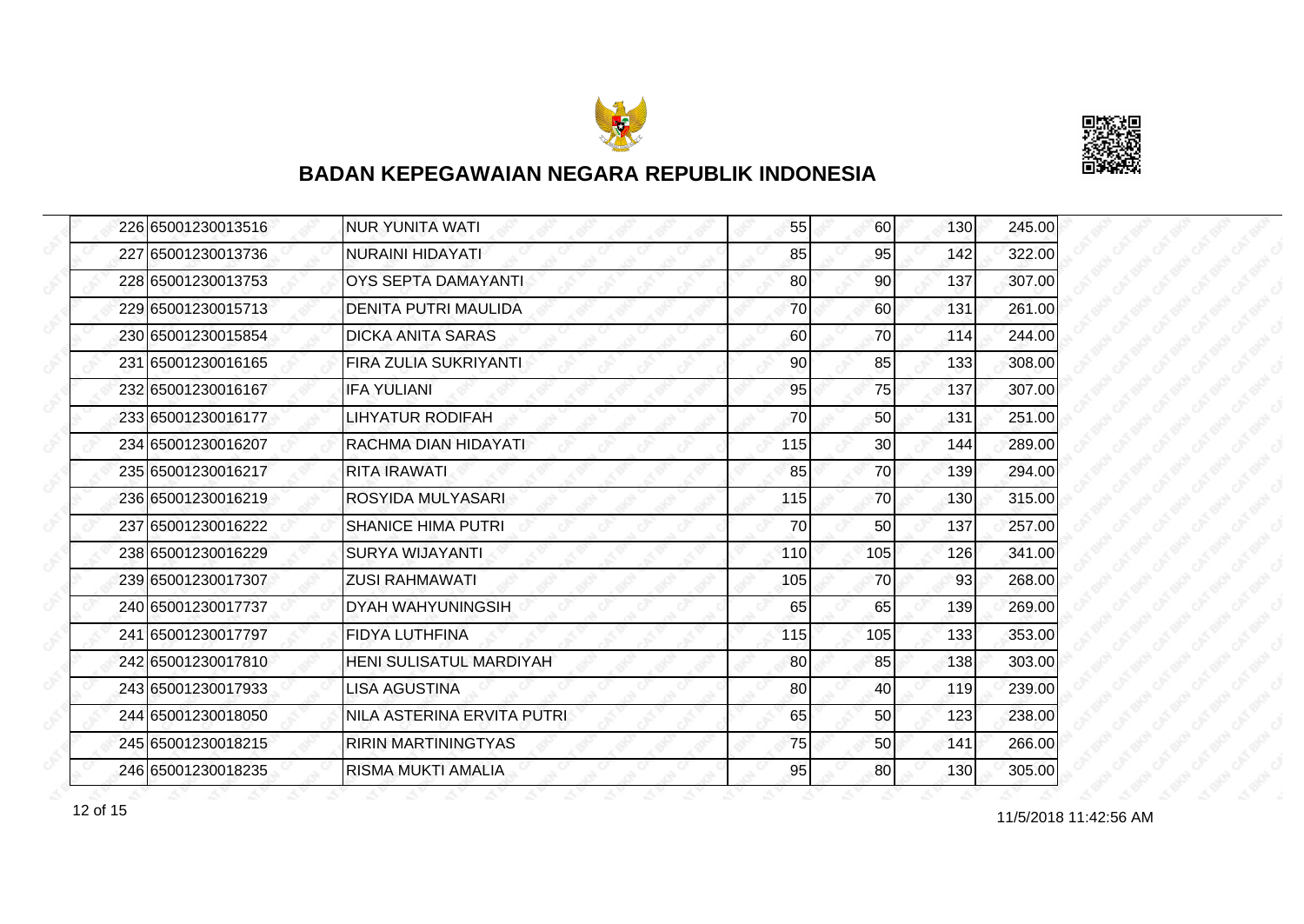## BADAN KEPEGAWAIAN NEGARA REPUBLIK INDONESIA

| | | | | | | |
|---|---|---|---|---|---|---|
| 226 | 65001230013516 | NUR YUNITA WATI | 55 | 60 | 130 | 245.00 |
| 227 | 65001230013736 | NURAINI HIDAYATI | 85 | 95 | 142 | 322.00 |
| 228 | 65001230013753 | OYS SEPTA DAMAYANTI | 80 | 90 | 137 | 307.00 |
| 229 | 65001230015713 | DENITA PUTRI MAULIDA | 70 | 60 | 131 | 261.00 |
| 230 | 65001230015854 | DICKA ANITA SARAS | 60 | 70 | 114 | 244.00 |
| 231 | 65001230016165 | FIRA ZULIA SUKRIYANTI | 90 | 85 | 133 | 308.00 |
| 232 | 65001230016167 | IFA YULIANI | 95 | 75 | 137 | 307.00 |
| 233 | 65001230016177 | LIHYATUR RODIFAH | 70 | 50 | 131 | 251.00 |
| 234 | 65001230016207 | RACHMA DIAN HIDAYATI | 115 | 30 | 144 | 289.00 |
| 235 | 65001230016217 | RITA IRAWATI | 85 | 70 | 139 | 294.00 |
| 236 | 65001230016219 | ROSYIDA MULYASARI | 115 | 70 | 130 | 315.00 |
| 237 | 65001230016222 | SHANICE HIMA PUTRI | 70 | 50 | 137 | 257.00 |
| 238 | 65001230016229 | SURYA WIJAYANTI | 110 | 105 | 126 | 341.00 |
| 239 | 65001230017307 | ZUSI RAHMAWATI | 105 | 70 | 93 | 268.00 |
| 240 | 65001230017737 | DYAH WAHYUNINGSIH | 65 | 65 | 139 | 269.00 |
| 241 | 65001230017797 | FIDYA LUTHFINA | 115 | 105 | 133 | 353.00 |
| 242 | 65001230017810 | HENI SULISATUL MARDIYAH | 80 | 85 | 138 | 303.00 |
| 243 | 65001230017933 | LISA AGUSTINA | 80 | 40 | 119 | 239.00 |
| 244 | 65001230018050 | NILA ASTERINA ERVITA PUTRI | 65 | 50 | 123 | 238.00 |
| 245 | 65001230018215 | RIRIN MARTININGTYAS | 75 | 50 | 141 | 266.00 |
| 246 | 65001230018235 | RISMA MUKTI AMALIA | 95 | 80 | 130 | 305.00 |

11/5/2018 11:42:56 AM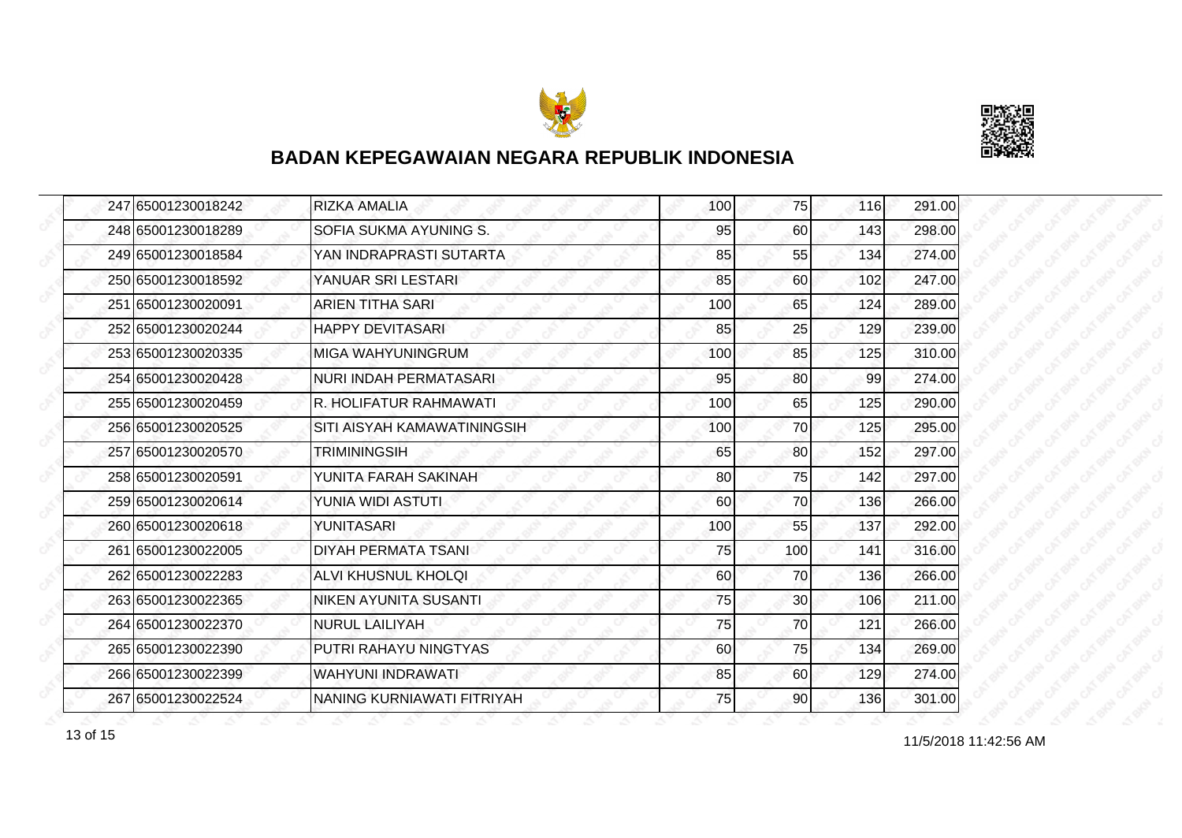# BADAN KEPEGAWAIAN NEGARA REPUBLIK INDONESIA

| | | | | | | |
|---|---|---|---|---|---|---|
| 247 | 65001230018242 | RIZKA AMALIA | 100 | 75 | 116 | 291.00 |
| 248 | 65001230018289 | SOFIA SUKMA AYUNING S. | 95 | 60 | 143 | 298.00 |
| 249 | 65001230018584 | YAN INDRAPRASTI SUTARTA | 85 | 55 | 134 | 274.00 |
| 250 | 65001230018592 | YANUAR SRI LESTARI | 85 | 60 | 102 | 247.00 |
| 251 | 65001230020091 | ARIEN TITHA SARI | 100 | 65 | 124 | 289.00 |
| 252 | 65001230020244 | HAPPY DEVITASARI | 85 | 25 | 129 | 239.00 |
| 253 | 65001230020335 | MIGA WAHYUNINGRUM | 100 | 85 | 125 | 310.00 |
| 254 | 65001230020428 | NURI INDAH PERMATASARI | 95 | 80 | 99 | 274.00 |
| 255 | 65001230020459 | R. HOLIFATUR RAHMAWATI | 100 | 65 | 125 | 290.00 |
| 256 | 65001230020525 | SITI AISYAH KAMAWATININGSIH | 100 | 70 | 125 | 295.00 |
| 257 | 65001230020570 | TRIMININGSIH | 65 | 80 | 152 | 297.00 |
| 258 | 65001230020591 | YUNITA FARAH SAKINAH | 80 | 75 | 142 | 297.00 |
| 259 | 65001230020614 | YUNIA WIDI ASTUTI | 60 | 70 | 136 | 266.00 |
| 260 | 65001230020618 | YUNITASARI | 100 | 55 | 137 | 292.00 |
| 261 | 65001230022005 | DIYAH PERMATA TSANI | 75 | 100 | 141 | 316.00 |
| 262 | 65001230022283 | ALVI KHUSNUL KHOLQI | 60 | 70 | 136 | 266.00 |
| 263 | 65001230022365 | NIKEN AYUNITA SUSANTI | 75 | 30 | 106 | 211.00 |
| 264 | 65001230022370 | NURUL LAILIYAH | 75 | 70 | 121 | 266.00 |
| 265 | 65001230022390 | PUTRI RAHAYU NINGTYAS | 60 | 75 | 134 | 269.00 |
| 266 | 65001230022399 | WAHYUNI INDRAWATI | 85 | 60 | 129 | 274.00 |
| 267 | 65001230022524 | NANING KURNIAWATI FITRIYAH | 75 | 90 | 136 | 301.00 |

11/5/2018 11:42:56 AM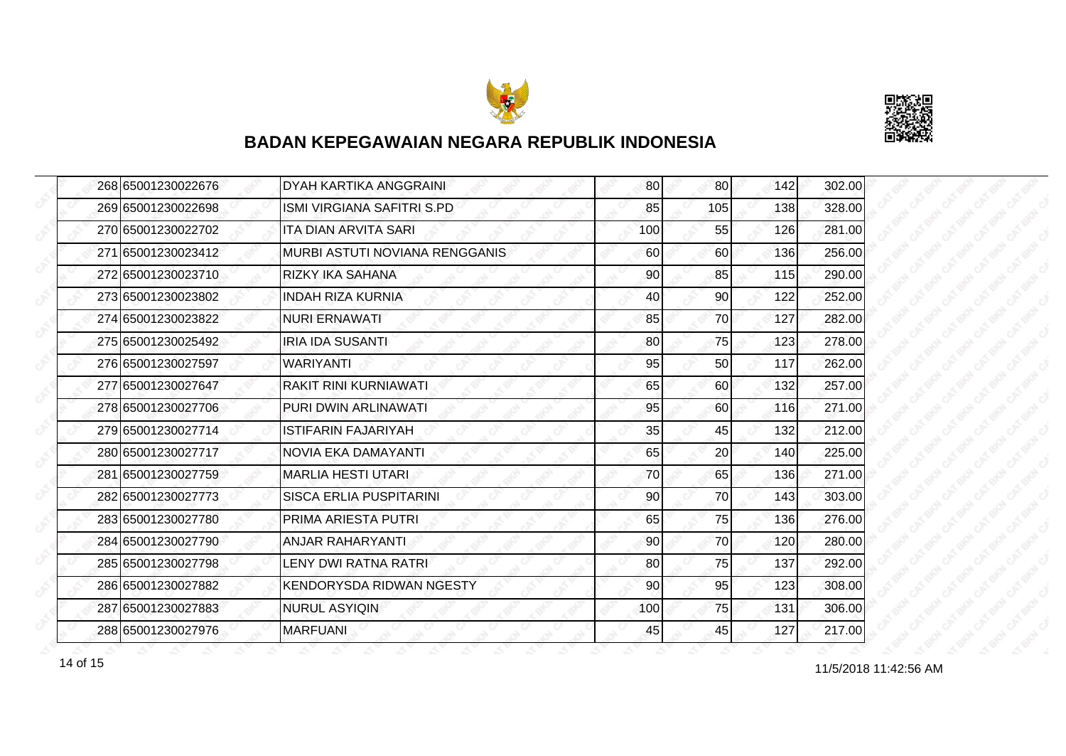## BADAN KEPEGAWAIAN NEGARA REPUBLIK INDONESIA

| | | | | | | |
|---|---|---|---|---|---|---|
| 268 | 65001230022676 | DYAH KARTIKA ANGGRAINI | 80 | 80 | 142 | 302.00 |
| 269 | 65001230022698 | ISMI VIRGIANA SAFITRI S.PD | 85 | 105 | 138 | 328.00 |
| 270 | 65001230022702 | ITA DIAN ARVITA SARI | 100 | 55 | 126 | 281.00 |
| 271 | 65001230023412 | MURBI ASTUTI NOVIANA RENGGANIS | 60 | 60 | 136 | 256.00 |
| 272 | 65001230023710 | RIZKY IKA SAHANA | 90 | 85 | 115 | 290.00 |
| 273 | 65001230023802 | INDAH RIZA KURNIA | 40 | 90 | 122 | 252.00 |
| 274 | 65001230023822 | NURI ERNAWATI | 85 | 70 | 127 | 282.00 |
| 275 | 65001230025492 | IRIA IDA SUSANTI | 80 | 75 | 123 | 278.00 |
| 276 | 65001230027597 | WARIYANTI | 95 | 50 | 117 | 262.00 |
| 277 | 65001230027647 | RAKIT RINI KURNIAWATI | 65 | 60 | 132 | 257.00 |
| 278 | 65001230027706 | PURI DWIN ARLINAWATI | 95 | 60 | 116 | 271.00 |
| 279 | 65001230027714 | ISTIFARIN FAJARIYAH | 35 | 45 | 132 | 212.00 |
| 280 | 65001230027717 | NOVIA EKA DAMAYANTI | 65 | 20 | 140 | 225.00 |
| 281 | 65001230027759 | MARLIA HESTI UTARI | 70 | 65 | 136 | 271.00 |
| 282 | 65001230027773 | SISCA ERLIA PUSPITARINI | 90 | 70 | 143 | 303.00 |
| 283 | 65001230027780 | PRIMA ARIESTA PUTRI | 65 | 75 | 136 | 276.00 |
| 284 | 65001230027790 | ANJAR RAHARYANTI | 90 | 70 | 120 | 280.00 |
| 285 | 65001230027798 | LENY DWI RATNA RATRI | 80 | 75 | 137 | 292.00 |
| 286 | 65001230027882 | KENDORYSDA RIDWAN NGESTY | 90 | 95 | 123 | 308.00 |
| 287 | 65001230027883 | NURUL ASYIQIN | 100 | 75 | 131 | 306.00 |
| 288 | 65001230027976 | MARFUANI | 45 | 45 | 127 | 217.00 |

11/5/2018 11:42:56 AM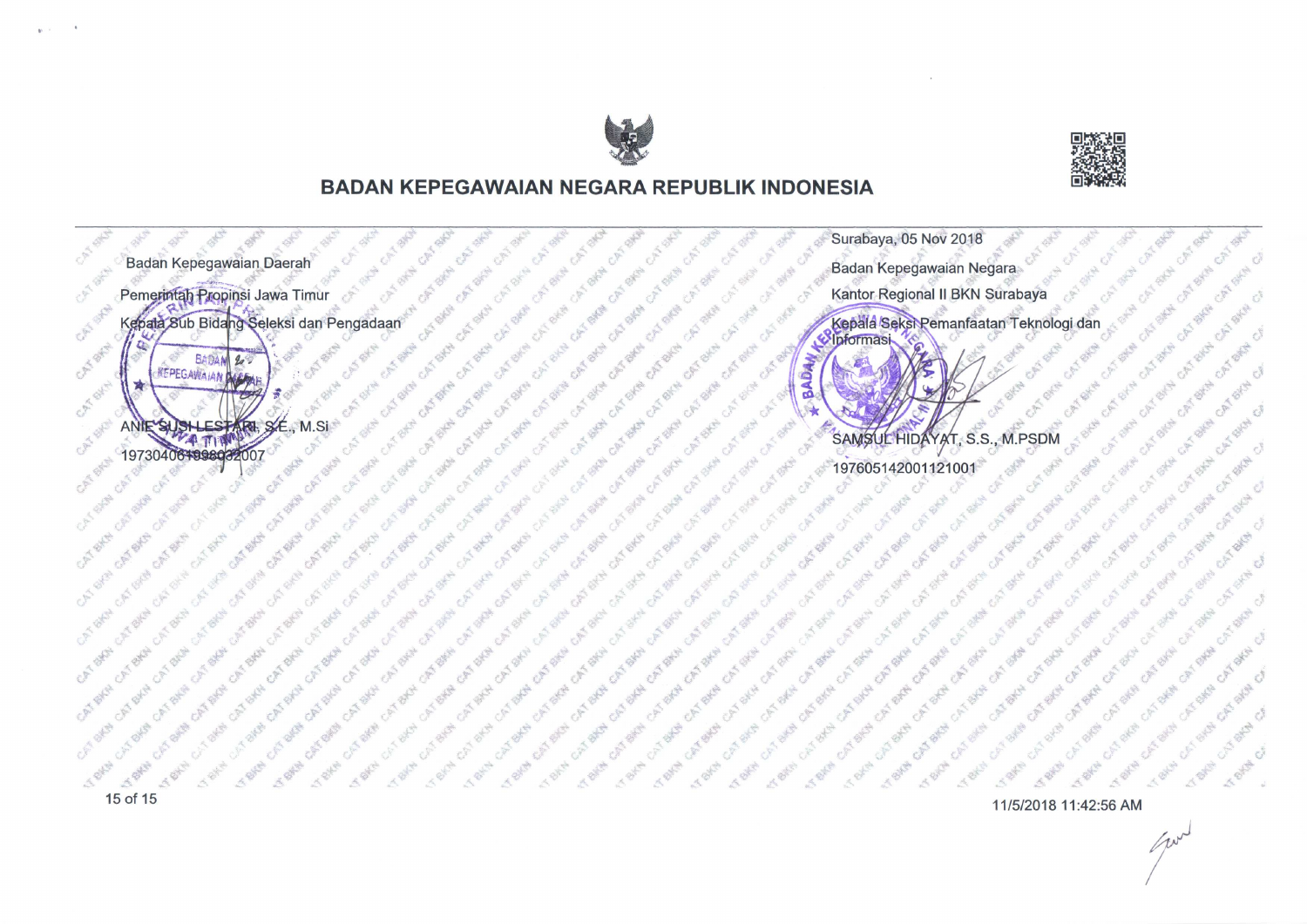## BADAN KEPEGAWAIAN NEGARA REPUBLIK INDONESIA

Badan Kepegawaian Daerah

Pemerintah Propinsi Jawa Timur

Kepala Sub Bidang Seleksi dan Pengadaan

ANIE SUSI LESTARI, S.E., M.Si

197304061998032007

Surabaya, 05 Nov 2018

Badan Kepegawaian Negara

Kantor Regional II BKN Surabaya

Kepala Seksi Pemanfaatan Teknologi dan Informasi

SAMSUL HIDAYAT, S.S., M.PSDM

197605142001121001

11/5/2018 11:42:56 AM